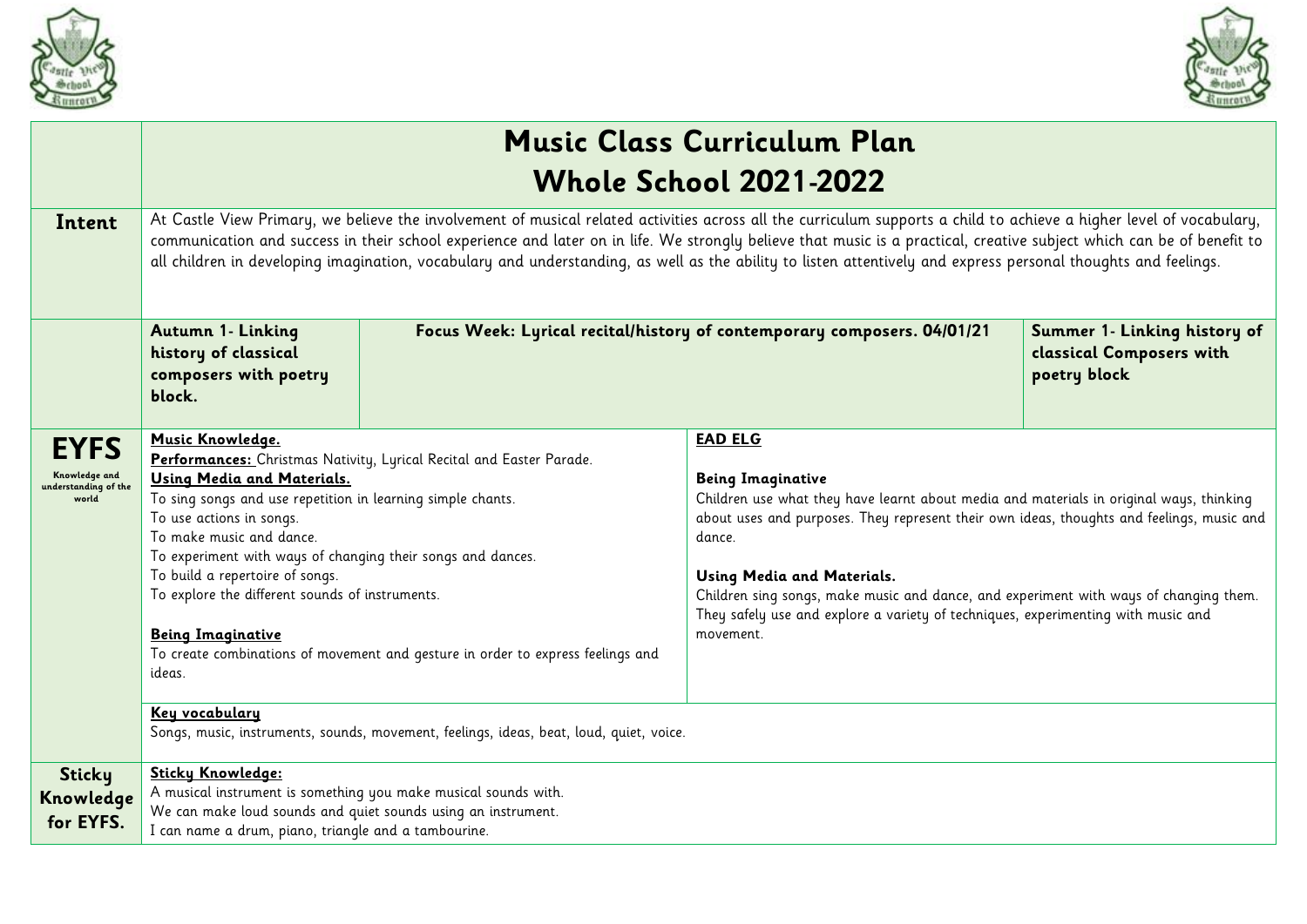# Music Class Curriculum Plan
## Whole School 2021-2022

| | | | |
|---|---|---|---|
| **Intent** | At Castle View Primary, we believe the involvement of musical related activities across all the curriculum supports a child to achieve a higher level of vocabulary, communication and success in their school experience and later on in life. We strongly believe that music is a practical, creative subject which can be of benefit to all children in developing imagination, vocabulary and understanding, as well as the ability to listen attentively and express personal thoughts and feelings. | | |
| | **Autumn 1- Linking history of classical composers with poetry block.** | **Focus Week: Lyrical recital/history of contemporary composers. 04/01/21** | **Summer 1- Linking history of classical Composers with poetry block** |
| **EYFS** Knowledge and understanding of the world | **Music Knowledge.**<br>**Performances:** Christmas Nativity, Lyrical Recital and Easter Parade.<br>**Using Media and Materials.**<br>To sing songs and use repetition in learning simple chants.<br>To use actions in songs.<br>To make music and dance.<br>To experiment with ways of changing their songs and dances.<br>To build a repertoire of songs.<br>To explore the different sounds of instruments.<br><br>**Being Imaginative**<br>To create combinations of movement and gesture in order to express feelings and ideas. | **EAD ELG**<br><br>**Being Imaginative**<br>Children use what they have learnt about media and materials in original ways, thinking about uses and purposes. They represent their own ideas, thoughts and feelings, music and dance.<br><br>**Using Media and Materials.**<br>Children sing songs, make music and dance, and experiment with ways of changing them. They safely use and explore a variety of techniques, experimenting with music and movement. | |
| | **Key vocabulary**<br>Songs, music, instruments, sounds, movement, feelings, ideas, beat, loud, quiet, voice. | | |
| **Sticky Knowledge for EYFS.** | **Sticky Knowledge:**<br>A musical instrument is something you make musical sounds with.<br>We can make loud sounds and quiet sounds using an instrument.<br>I can name a drum, piano, triangle and a tambourine. | | |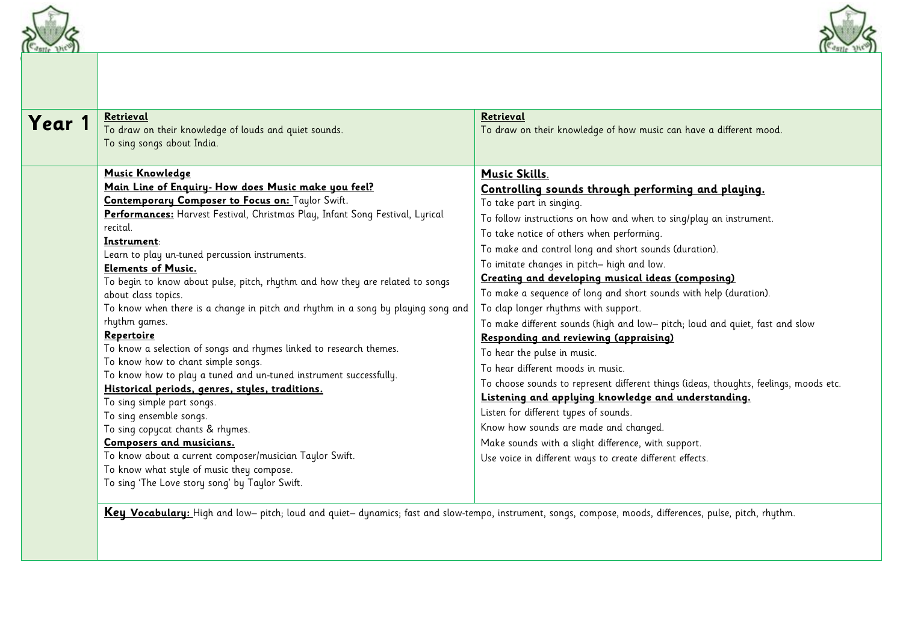| Year 1 | | |
|---|---|---|
| | **Retrieval**<br>To draw on their knowledge of louds and quiet sounds.<br>To sing songs about India. | **Retrieval**<br>To draw on their knowledge of how music can have a different mood. |
| | **Music Knowledge**<br>**Main Line of Enquiry- How does Music make you feel?**<br>**Contemporary Composer to Focus on:** Taylor Swift.<br>**Performances:** Harvest Festival, Christmas Play, Infant Song Festival, Lyrical recital.<br>**Instrument**:<br>Learn to play un-tuned percussion instruments.<br>**Elements of Music.**<br>To begin to know about pulse, pitch, rhythm and how they are related to songs about class topics.<br>To know when there is a change in pitch and rhythm in a song by playing song and rhythm games.<br>**Repertoire**<br>To know a selection of songs and rhymes linked to research themes.<br>To know how to chant simple songs.<br>To know how to play a tuned and un-tuned instrument successfully.<br>**Historical periods, genres, styles, traditions.**<br>To sing simple part songs.<br>To sing ensemble songs.<br>To sing copycat chants & rhymes.<br>**Composers and musicians.**<br>To know about a current composer/musician Taylor Swift.<br>To know what style of music they compose.<br>To sing 'The Love story song' by Taylor Swift. | **Music Skills**.<br>**Controlling sounds through performing and playing.**<br>To take part in singing.<br>To follow instructions on how and when to sing/play an instrument.<br>To take notice of others when performing.<br>To make and control long and short sounds (duration).<br>To imitate changes in pitch– high and low.<br>**Creating and developing musical ideas (composing)**<br>To make a sequence of long and short sounds with help (duration).<br>To clap longer rhythms with support.<br>To make different sounds (high and low– pitch; loud and quiet, fast and slow<br>**Responding and reviewing (appraising)**<br>To hear the pulse in music.<br>To hear different moods in music.<br>To choose sounds to represent different things (ideas, thoughts, feelings, moods etc.<br>**Listening and applying knowledge and understanding.**<br>Listen for different types of sounds.<br>Know how sounds are made and changed.<br>Make sounds with a slight difference, with support.<br>Use voice in different ways to create different effects. |
| | **Key Vocabulary:** High and low– pitch; loud and quiet– dynamics; fast and slow-tempo, instrument, songs, compose, moods, differences, pulse, pitch, rhythm. | |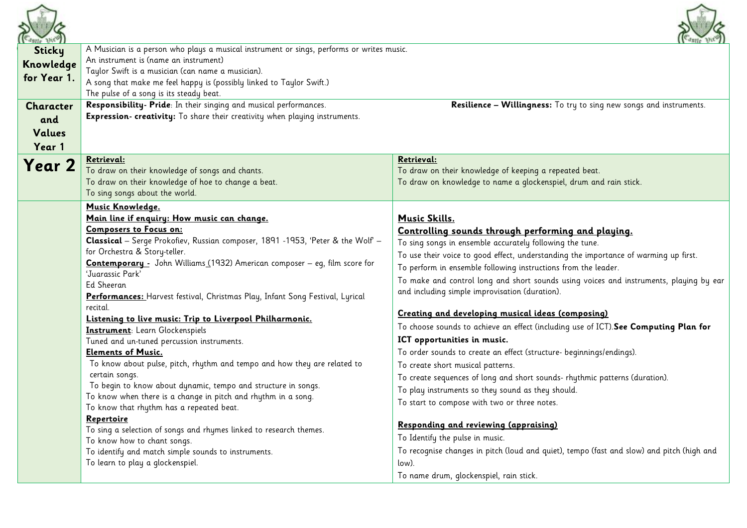| | | |
|---|---|---|
| **Sticky Knowledge for Year 1.** | A Musician is a person who plays a musical instrument or sings, performs or writes music.<br>An instrument is (name an instrument)<br>Taylor Swift is a musician (can name a musician).<br>A song that make me feel happy is (possibly linked to Taylor Swift.)<br>The pulse of a song is its steady beat. | |
| **Character and Values Year 1** | **Responsibility- Pride**: In their singing and musical performances.<br>**Expression- creativity:** To share their creativity when playing instruments. | **Resilience – Willingness:** To try to sing new songs and instruments. |
| **Year 2** | **Retrieval:**<br>To draw on their knowledge of songs and chants.<br>To draw on their knowledge of hoe to change a beat.<br>To sing songs about the world. | **Retrieval:**<br>To draw on their knowledge of keeping a repeated beat.<br>To draw on knowledge to name a glockenspiel, drum and rain stick. |
| | **Music Knowledge.**<br>**Main line if enquiry: How music can change.**<br>**Composers to Focus on:**<br>**Classical** – Serge Prokofiev, Russian composer, 1891 -1953, 'Peter & the Wolf' – for Orchestra & Story-teller.<br>**Contemporary -** John Williams (1932) American composer – eg, film score for 'Juarassic Park'<br>Ed Sheeran<br>**Performances:** Harvest festival, Christmas Play, Infant Song Festival, Lyrical recital.<br>**Listening to live music: Trip to Liverpool Philharmonic.**<br>**Instrument**: Learn Glockenspiels<br>Tuned and un-tuned percussion instruments.<br>**Elements of Music.**<br>To know about pulse, pitch, rhythm and tempo and how they are related to certain songs.<br>To begin to know about dynamic, tempo and structure in songs.<br>To know when there is a change in pitch and rhythm in a song.<br>To know that rhythm has a repeated beat.<br>**Repertoire**<br>To sing a selection of songs and rhymes linked to research themes.<br>To know how to chant songs.<br>To identify and match simple sounds to instruments.<br>To learn to play a glockenspiel. | **Music Skills.**<br>**Controlling sounds through performing and playing.**<br>To sing songs in ensemble accurately following the tune.<br>To use their voice to good effect, understanding the importance of warming up first.<br>To perform in ensemble following instructions from the leader.<br>To make and control long and short sounds using voices and instruments, playing by ear and including simple improvisation (duration).<br>**Creating and developing musical ideas (composing)**<br>To choose sounds to achieve an effect (including use of ICT).**See Computing Plan for ICT opportunities in music.**<br>To order sounds to create an effect (structure- beginnings/endings).<br>To create short musical patterns.<br>To create sequences of long and short sounds- rhythmic patterns (duration).<br>To play instruments so they sound as they should.<br>To start to compose with two or three notes.<br>**Responding and reviewing (appraising)**<br>To Identify the pulse in music.<br>To recognise changes in pitch (loud and quiet), tempo (fast and slow) and pitch (high and low).<br>To name drum, glockenspiel, rain stick. |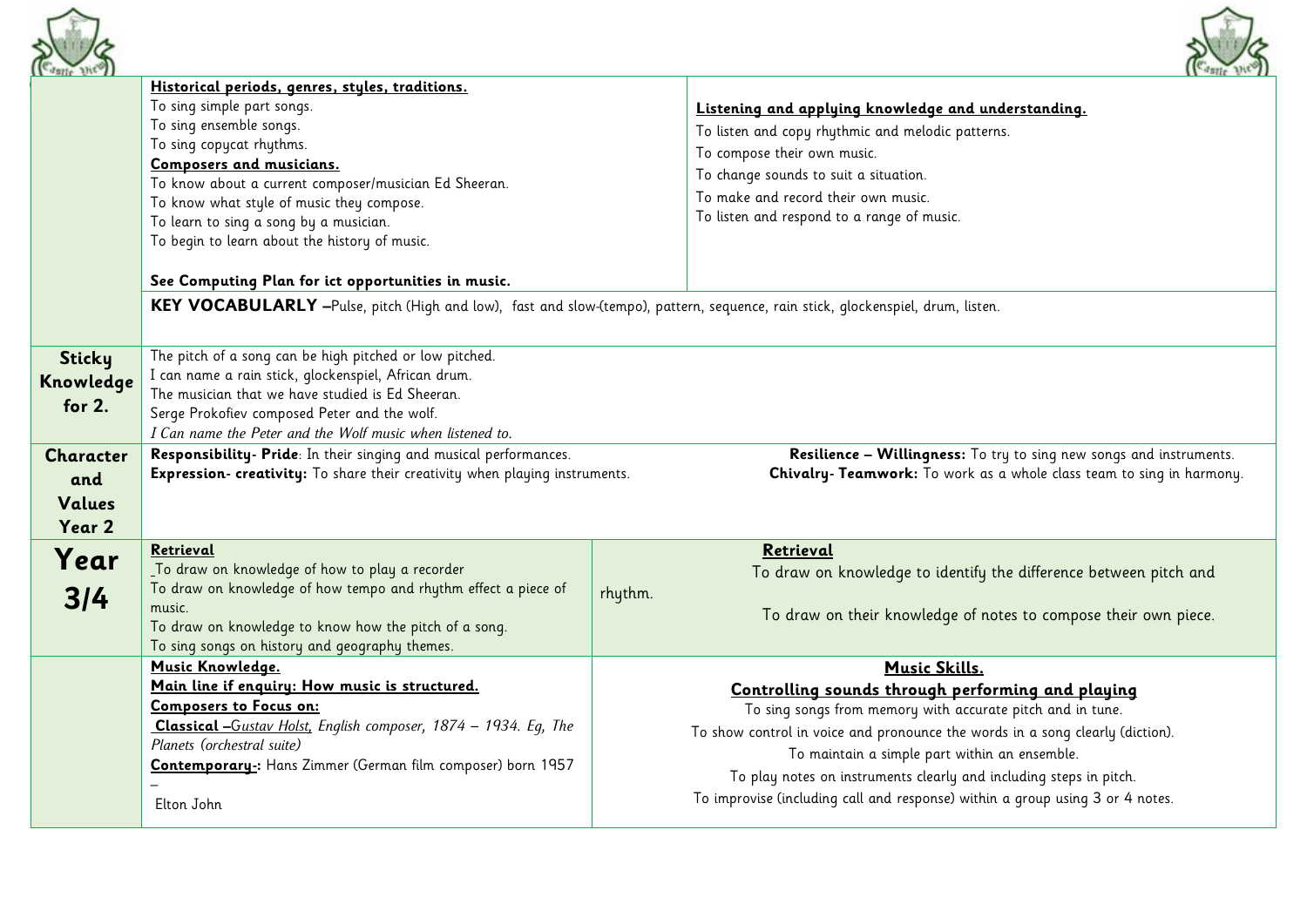| | | |
|---|---|---|
| | **Historical periods, genres, styles, traditions.**<br>To sing simple part songs.<br>To sing ensemble songs.<br>To sing copycat rhythms.<br>**Composers and musicians.**<br>To know about a current composer/musician Ed Sheeran.<br>To know what style of music they compose.<br>To learn to sing a song by a musician.<br>To begin to learn about the history of music.<br><br>**See Computing Plan for ict opportunities in music.** | **Listening and applying knowledge and understanding.**<br>To listen and copy rhythmic and melodic patterns.<br>To compose their own music.<br>To change sounds to suit a situation.<br>To make and record their own music.<br>To listen and respond to a range of music. |
| | **KEY VOCABULARLY –**Pulse, pitch (High and low), fast and slow-(tempo), pattern, sequence, rain stick, glockenspiel, drum, listen. | |
| **Sticky Knowledge for 2.** | The pitch of a song can be high pitched or low pitched.<br>I can name a rain stick, glockenspiel, African drum.<br>The musician that we have studied is Ed Sheeran.<br>Serge Prokofiev composed Peter and the wolf.<br>*I Can name the Peter and the Wolf music when listened to.* | |
| **Character and Values Year 2** | **Responsibility- Pride**: In their singing and musical performances.<br>**Expression- creativity:** To share their creativity when playing instruments. | **Resilience – Willingness:** To try to sing new songs and instruments.<br>**Chivalry- Teamwork:** To work as a whole class team to sing in harmony. |
| **Year 3/4** | **Retrieval**<br>_To draw on knowledge of how to play a recorder<br>To draw on knowledge of how tempo and rhythm effect a piece of music.<br>To draw on knowledge to know how the pitch of a song.<br>To sing songs on history and geography themes. | **Retrieval**<br>To draw on knowledge to identify the difference between pitch and rhythm.<br>To draw on their knowledge of notes to compose their own piece. |
| | **Music Knowledge.**<br>**Main line if enquiry: How music is structured.**<br>**Composers to Focus on:**<br>**Classical –***Gustav Holst, English composer, 1874 – 1934. Eg, The Planets (orchestral suite)*<br>**Contemporary-:** Hans Zimmer (German film composer) born 1957 –<br>Elton John | **Music Skills.**<br>**Controlling sounds through performing and playing**<br>To sing songs from memory with accurate pitch and in tune.<br>To show control in voice and pronounce the words in a song clearly (diction).<br>To maintain a simple part within an ensemble.<br>To play notes on instruments clearly and including steps in pitch.<br>To improvise (including call and response) within a group using 3 or 4 notes. |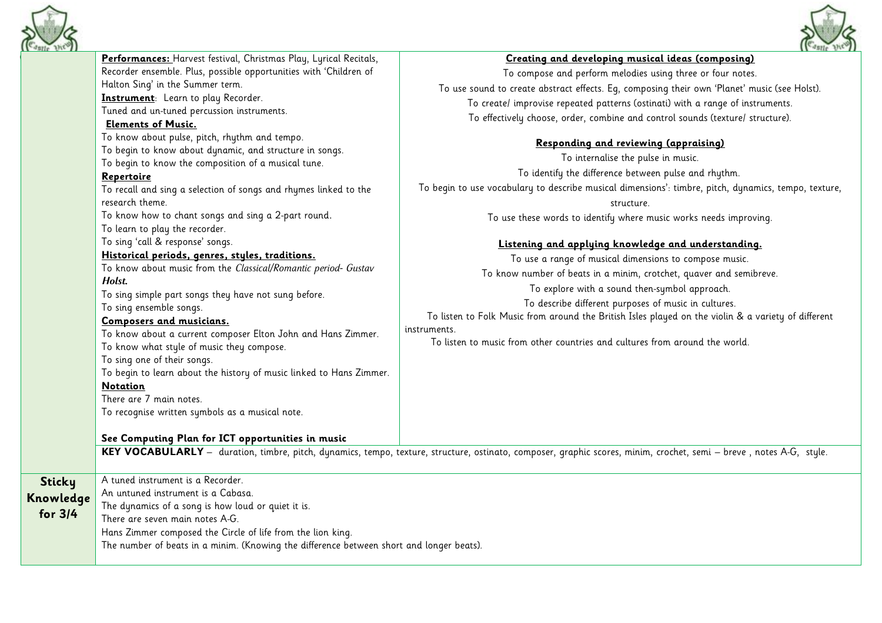| | | |
|---|---|---|
| | **Performances:** Harvest festival, Christmas Play, Lyrical Recitals, Recorder ensemble. Plus, possible opportunities with 'Children of Halton Sing' in the Summer term.<br>**Instrument**: Learn to play Recorder.<br>Tuned and un-tuned percussion instruments.<br>**Elements of Music.**<br>To know about pulse, pitch, rhythm and tempo.<br>To begin to know about dynamic, and structure in songs.<br>To begin to know the composition of a musical tune.<br>**Repertoire**<br>To recall and sing a selection of songs and rhymes linked to the research theme.<br>To know how to chant songs and sing a 2-part round.<br>To learn to play the recorder.<br>To sing 'call & response' songs.<br>**Historical periods, genres, styles, traditions.**<br>To know about music from the *Classical/Romantic period- Gustav* ***Holst.***<br>To sing simple part songs they have not sung before.<br>To sing ensemble songs.<br>**Composers and musicians.**<br>To know about a current composer Elton John and Hans Zimmer.<br>To know what style of music they compose.<br>To sing one of their songs.<br>To begin to learn about the history of music linked to Hans Zimmer.<br>**Notation**<br>There are 7 main notes.<br>To recognise written symbols as a musical note.<br><br>**See Computing Plan for ICT opportunities in music** | **Creating and developing musical ideas (composing)**<br>To compose and perform melodies using three or four notes.<br>To use sound to create abstract effects. Eg, composing their own 'Planet' music (see Holst).<br>To create/ improvise repeated patterns (ostinati) with a range of instruments.<br>To effectively choose, order, combine and control sounds (texture/ structure).<br><br>**Responding and reviewing (appraising)**<br>To internalise the pulse in music.<br>To identify the difference between pulse and rhythm.<br>To begin to use vocabulary to describe musical dimensions': timbre, pitch, dynamics, tempo, texture, structure.<br>To use these words to identify where music works needs improving.<br><br>**Listening and applying knowledge and understanding.**<br>To use a range of musical dimensions to compose music.<br>To know number of beats in a minim, crotchet, quaver and semibreve.<br>To explore with a sound then-symbol approach.<br>To describe different purposes of music in cultures.<br>To listen to Folk Music from around the British Isles played on the violin & a variety of different instruments.<br>To listen to music from other countries and cultures from around the world. |
| | **KEY VOCABULARLY** – duration, timbre, pitch, dynamics, tempo, texture, structure, ostinato, composer, graphic scores, minim, crochet, semi – breve , notes A-G, style. | |
| **Sticky Knowledge for 3/4** | A tuned instrument is a Recorder.<br>An untuned instrument is a Cabasa.<br>The dynamics of a song is how loud or quiet it is.<br>There are seven main notes A-G.<br>Hans Zimmer composed the Circle of life from the lion king.<br>The number of beats in a minim. (Knowing the difference between short and longer beats). | |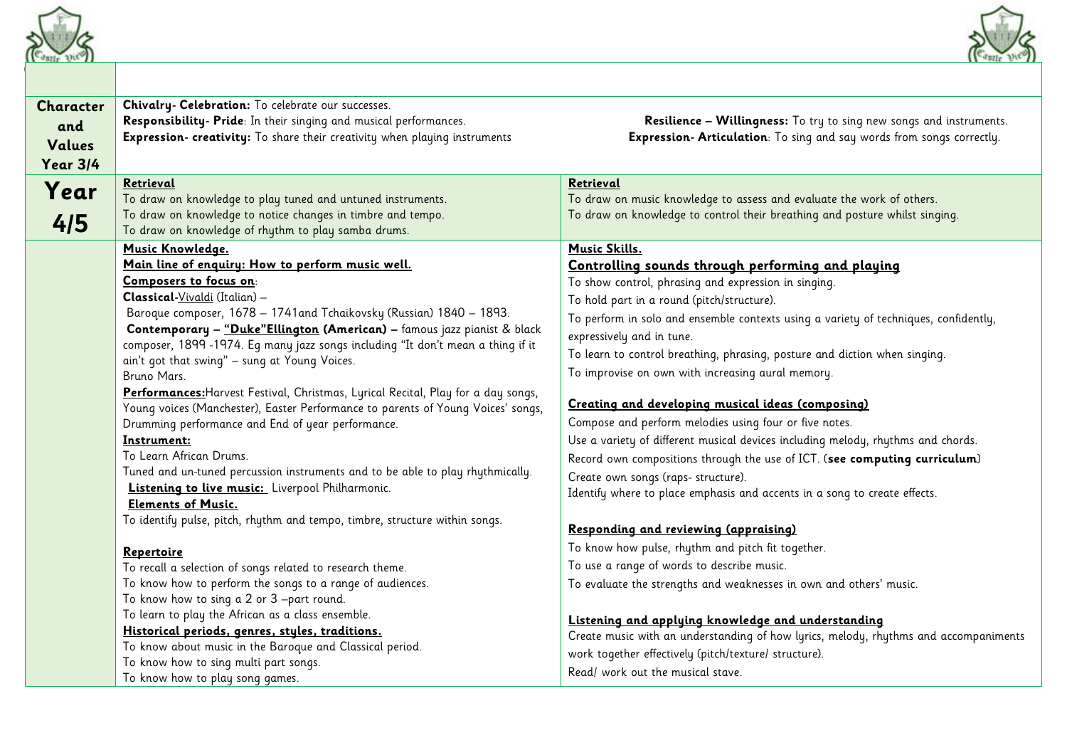| | | |
|---|---|---|
| **Character and Values Year 3/4** | **Chivalry- Celebration:** To celebrate our successes.<br>**Responsibility- Pride**: In their singing and musical performances.<br>**Expression- creativity:** To share their creativity when playing instruments | **Resilience – Willingness:** To try to sing new songs and instruments.<br>**Expression- Articulation**: To sing and say words from songs correctly. |
| **Year 4/5** | **Retrieval**<br>To draw on knowledge to play tuned and untuned instruments.<br>To draw on knowledge to notice changes in timbre and tempo.<br>To draw on knowledge of rhythm to play samba drums. | **Retrieval**<br>To draw on music knowledge to assess and evaluate the work of others.<br>To draw on knowledge to control their breathing and posture whilst singing. |
| | **Music Knowledge.**<br>**Main line of enquiry: How to perform music well.**<br>**Composers to focus on**:<br>**Classical**-Vivaldi (Italian) –<br>Baroque composer, 1678 – 1741and Tchaikovsky (Russian) 1840 – 1893.<br>**Contemporary – "Duke"Ellington (American) –** famous jazz pianist & black composer, 1899 -1974. Eg many jazz songs including "It don't mean a thing if it ain't got that swing" – sung at Young Voices.<br>Bruno Mars.<br>**Performances:**Harvest Festival, Christmas, Lyrical Recital, Play for a day songs, Young voices (Manchester), Easter Performance to parents of Young Voices' songs, Drumming performance and End of year performance.<br>**Instrument:**<br>To Learn African Drums.<br>Tuned and un-tuned percussion instruments and to be able to play rhythmically.<br>**Listening to live music:** Liverpool Philharmonic.<br>**Elements of Music.**<br>To identify pulse, pitch, rhythm and tempo, timbre, structure within songs.<br><br>**Repertoire**<br>To recall a selection of songs related to research theme.<br>To know how to perform the songs to a range of audiences.<br>To know how to sing a 2 or 3 –part round.<br>To learn to play the African as a class ensemble.<br>**Historical periods, genres, styles, traditions.**<br>To know about music in the Baroque and Classical period.<br>To know how to sing multi part songs.<br>To know how to play song games. | **Music Skills.**<br>**Controlling sounds through performing and playing**<br>To show control, phrasing and expression in singing.<br>To hold part in a round (pitch/structure).<br>To perform in solo and ensemble contexts using a variety of techniques, confidently, expressively and in tune.<br>To learn to control breathing, phrasing, posture and diction when singing.<br>To improvise on own with increasing aural memory.<br><br>**Creating and developing musical ideas (composing)**<br>Compose and perform melodies using four or five notes.<br>Use a variety of different musical devices including melody, rhythms and chords.<br>Record own compositions through the use of ICT. (**see computing curriculum**)<br>Create own songs (raps- structure).<br>Identify where to place emphasis and accents in a song to create effects.<br><br>**Responding and reviewing (appraising)**<br>To know how pulse, rhythm and pitch fit together.<br>To use a range of words to describe music.<br>To evaluate the strengths and weaknesses in own and others' music.<br><br>**Listening and applying knowledge and understanding**<br>Create music with an understanding of how lyrics, melody, rhythms and accompaniments work together effectively (pitch/texture/ structure).<br>Read/ work out the musical stave. |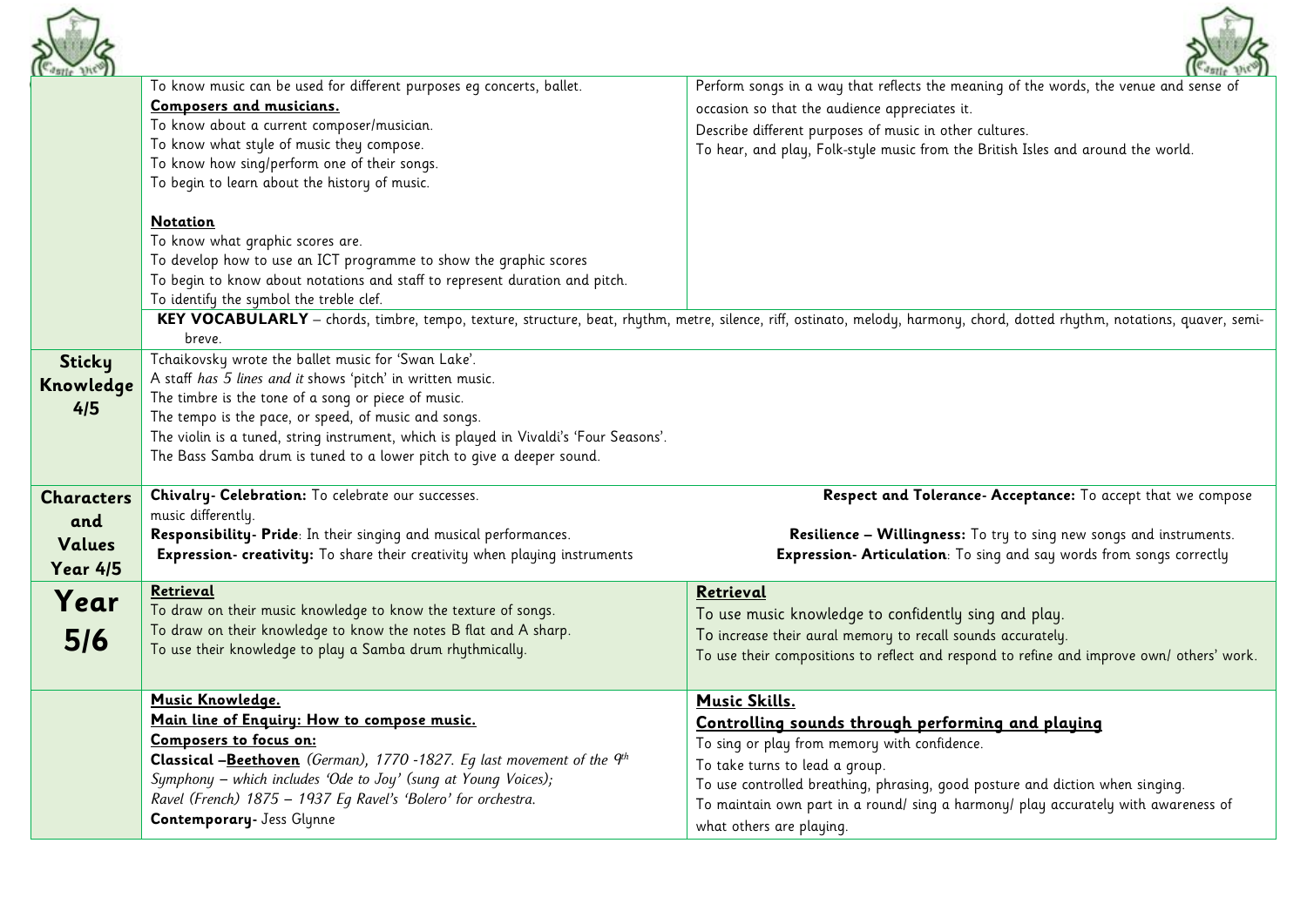| | | |
|---|---|---|
| | To know music can be used for different purposes eg concerts, ballet.<br>**Composers and musicians.**<br>To know about a current composer/musician.<br>To know what style of music they compose.<br>To know how sing/perform one of their songs.<br>To begin to learn about the history of music.<br><br>**Notation**<br>To know what graphic scores are.<br>To develop how to use an ICT programme to show the graphic scores<br>To begin to know about notations and staff to represent duration and pitch.<br>To identify the symbol the treble clef. | Perform songs in a way that reflects the meaning of the words, the venue and sense of occasion so that the audience appreciates it.<br>Describe different purposes of music in other cultures.<br>To hear, and play, Folk-style music from the British Isles and around the world. |
| | **KEY VOCABULARLY** – chords, timbre, tempo, texture, structure, beat, rhythm, metre, silence, riff, ostinato, melody, harmony, chord, dotted rhythm, notations, quaver, semi-breve. | |
| **Sticky Knowledge 4/5** | Tchaikovsky wrote the ballet music for 'Swan Lake'.<br>A staff *has 5 lines and it* shows 'pitch' in written music.<br>The timbre is the tone of a song or piece of music.<br>The tempo is the pace, or speed, of music and songs.<br>The violin is a tuned, string instrument, which is played in Vivaldi's 'Four Seasons'.<br>The Bass Samba drum is tuned to a lower pitch to give a deeper sound. | |
| **Characters and Values Year 4/5** | **Chivalry- Celebration:** To celebrate our successes.<br>**Responsibility- Pride**: In their singing and musical performances.<br>**Expression- creativity:** To share their creativity when playing instruments | **Respect and Tolerance- Acceptance:** To accept that we compose music differently.<br>**Resilience – Willingness:** To try to sing new songs and instruments.<br>**Expression- Articulation**: To sing and say words from songs correctly |
| **Year 5/6** | **Retrieval**<br>To draw on their music knowledge to know the texture of songs.<br>To draw on their knowledge to know the notes B flat and A sharp.<br>To use their knowledge to play a Samba drum rhythmically. | **Retrieval**<br>To use music knowledge to confidently sing and play.<br>To increase their aural memory to recall sounds accurately.<br>To use their compositions to reflect and respond to refine and improve own/ others' work. |
| | **Music Knowledge.**<br>**Main line of Enquiry: How to compose music.**<br>**Composers to focus on:**<br>**Classical –Beethoven** *(German), 1770 -1827. Eg last movement of the 9th Symphony – which includes 'Ode to Joy' (sung at Young Voices);*<br>*Ravel (French) 1875 – 1937 Eg Ravel's 'Bolero' for orchestra.*<br>**Contemporary-** Jess Glynne | **Music Skills.**<br>**Controlling sounds through performing and playing**<br>To sing or play from memory with confidence.<br>To take turns to lead a group.<br>To use controlled breathing, phrasing, good posture and diction when singing.<br>To maintain own part in a round/ sing a harmony/ play accurately with awareness of what others are playing. |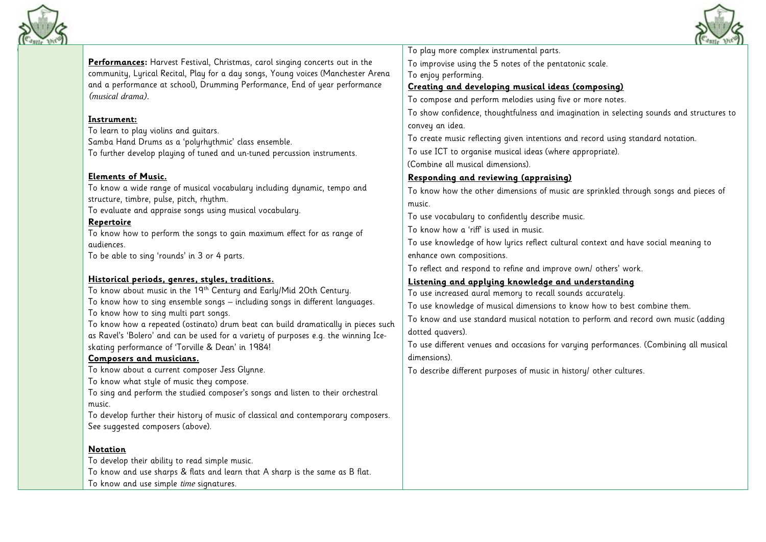**Performances:** Harvest Festival, Christmas, carol singing concerts out in the community, Lyrical Recital, Play for a day songs, Young voices (Manchester Arena and a performance at school), Drumming Performance, End of year performance *(musical drama)*.

**Instrument:**

To learn to play violins and guitars.
Samba Hand Drums as a 'polyrhythmic' class ensemble.
To further develop playing of tuned and un-tuned percussion instruments.

**Elements of Music.**

To know a wide range of musical vocabulary including dynamic, tempo and structure, timbre, pulse, pitch, rhythm.
To evaluate and appraise songs using musical vocabulary.

**Repertoire**

To know how to perform the songs to gain maximum effect for as range of audiences.
To be able to sing 'rounds' in 3 or 4 parts.

**Historical periods, genres, styles, traditions.**

To know about music in the 19th Century and Early/Mid 20th Century.
To know how to sing ensemble songs – including songs in different languages.
To know how to sing multi part songs.
To know how a repeated (ostinato) drum beat can build dramatically in pieces such as Ravel's 'Bolero' and can be used for a variety of purposes e.g. the winning Ice-skating performance of 'Torville & Dean' in 1984!

**Composers and musicians.**

To know about a current composer Jess Glynne.
To know what style of music they compose.
To sing and perform the studied composer's songs and listen to their orchestral music.
To develop further their history of music of classical and contemporary composers. See suggested composers (above).

**Notation**

To develop their ability to read simple music.
To know and use sharps & flats and learn that A sharp is the same as B flat.
To know and use simple *time* signatures.

To play more complex instrumental parts.
To improvise using the 5 notes of the pentatonic scale.
To enjoy performing.

**Creating and developing musical ideas (composing)**

To compose and perform melodies using five or more notes.
To show confidence, thoughtfulness and imagination in selecting sounds and structures to convey an idea.
To create music reflecting given intentions and record using standard notation.
To use ICT to organise musical ideas (where appropriate).
(Combine all musical dimensions).

**Responding and reviewing (appraising)**

To know how the other dimensions of music are sprinkled through songs and pieces of music.
To use vocabulary to confidently describe music.
To know how a 'riff' is used in music.
To use knowledge of how lyrics reflect cultural context and have social meaning to enhance own compositions.
To reflect and respond to refine and improve own/ others' work.

**Listening and applying knowledge and understanding**

To use increased aural memory to recall sounds accurately.
To use knowledge of musical dimensions to know how to best combine them.
To know and use standard musical notation to perform and record own music (adding dotted quavers).
To use different venues and occasions for varying performances. (Combining all musical dimensions).
To describe different purposes of music in history/ other cultures.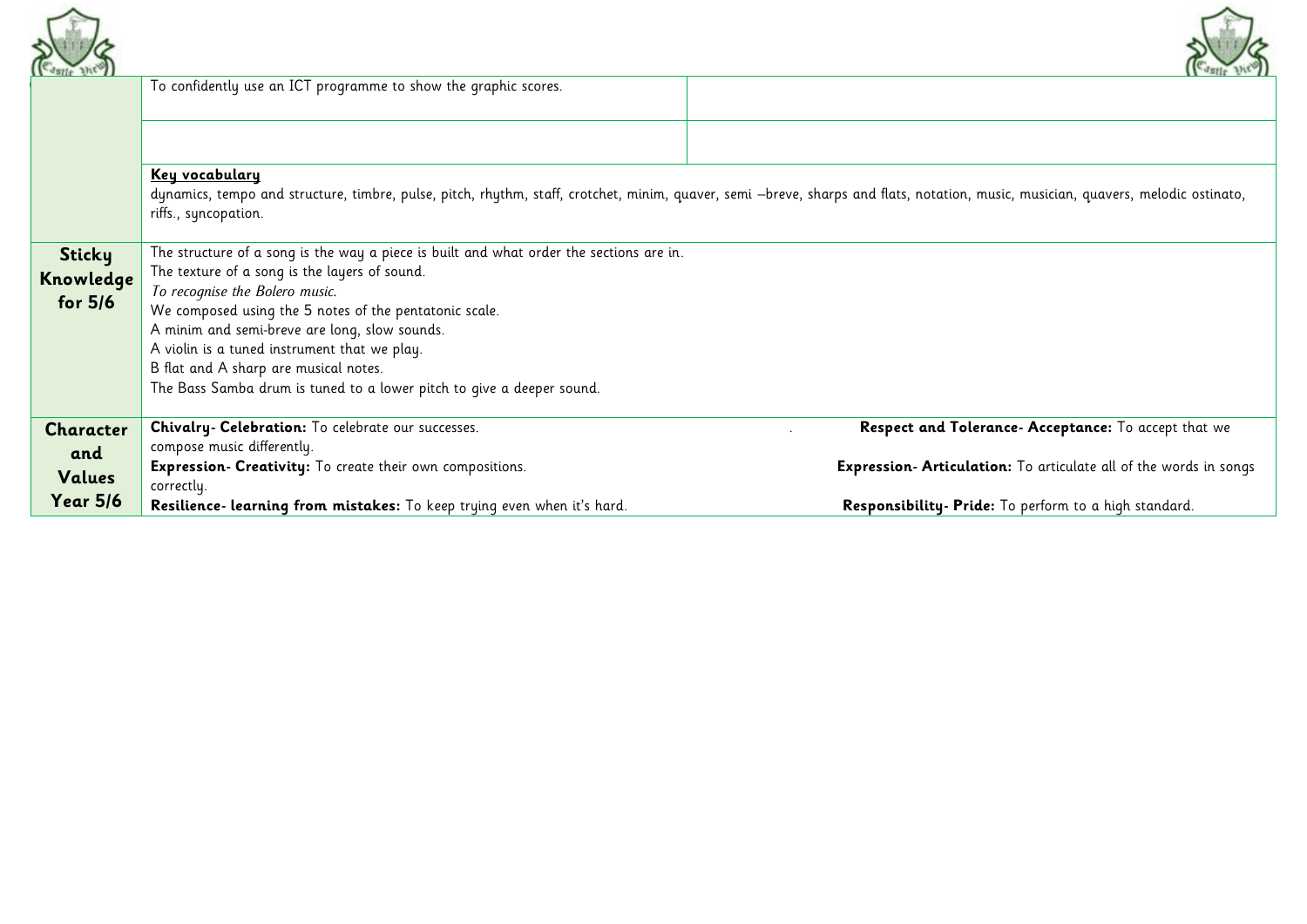| | | |
|---|---|---|
| | To confidently use an ICT programme to show the graphic scores. | |
| | | |
| | **Key vocabulary**<br>dynamics, tempo and structure, timbre, pulse, pitch, rhythm, staff, crotchet, minim, quaver, semi –breve, sharps and flats, notation, music, musician, quavers, melodic ostinato, riffs., syncopation. | |
| **Sticky Knowledge for 5/6** | The structure of a song is the way a piece is built and what order the sections are in.<br>The texture of a song is the layers of sound.<br>*To recognise the Bolero music.*<br>We composed using the 5 notes of the pentatonic scale.<br>A minim and semi-breve are long, slow sounds.<br>A violin is a tuned instrument that we play.<br>B flat and A sharp are musical notes.<br>The Bass Samba drum is tuned to a lower pitch to give a deeper sound. | |
| **Character and Values Year 5/6** | **Chivalry- Celebration:** To celebrate our successes.<br>**Expression- Creativity:** To create their own compositions.<br>**Resilience- learning from mistakes:** To keep trying even when it's hard. | **Respect and Tolerance- Acceptance:** To accept that we compose music differently.<br>**Expression- Articulation:** To articulate all of the words in songs correctly.<br>**Responsibility- Pride:** To perform to a high standard. |